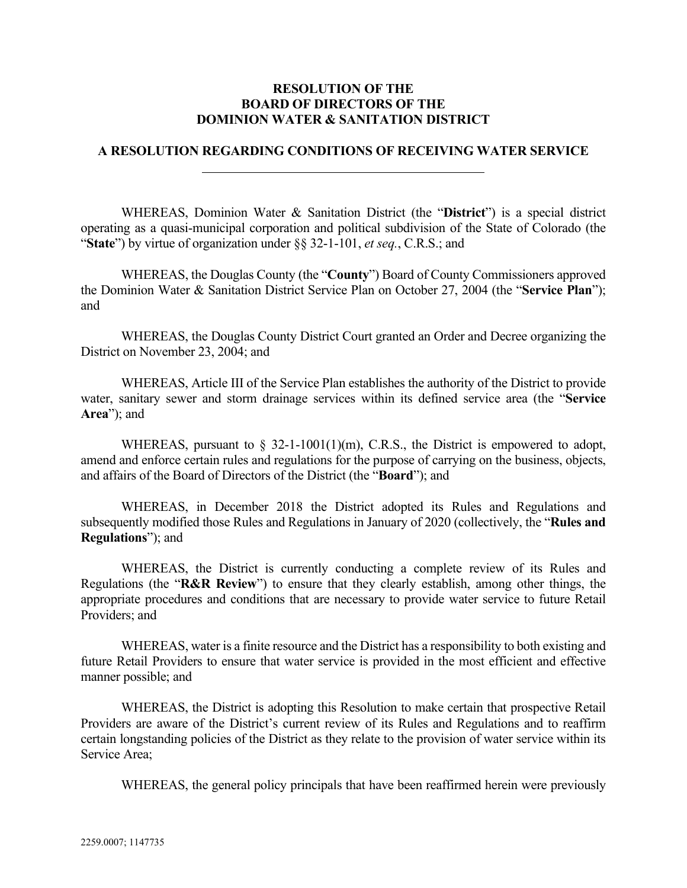**RESOLUTION OF THE**
**BOARD OF DIRECTORS OF THE**
**DOMINION WATER & SANITATION DISTRICT**

**A RESOLUTION REGARDING CONDITIONS OF RECEIVING WATER SERVICE**

---

WHEREAS, Dominion Water & Sanitation District (the "**District**") is a special district operating as a quasi-municipal corporation and political subdivision of the State of Colorado (the "**State**") by virtue of organization under §§ 32-1-101, *et seq.*, C.R.S.; and

WHEREAS, the Douglas County (the "**County**") Board of County Commissioners approved the Dominion Water & Sanitation District Service Plan on October 27, 2004 (the "**Service Plan**"); and

WHEREAS, the Douglas County District Court granted an Order and Decree organizing the District on November 23, 2004; and

WHEREAS, Article III of the Service Plan establishes the authority of the District to provide water, sanitary sewer and storm drainage services within its defined service area (the "**Service Area**"); and

WHEREAS, pursuant to § 32-1-1001(1)(m), C.R.S., the District is empowered to adopt, amend and enforce certain rules and regulations for the purpose of carrying on the business, objects, and affairs of the Board of Directors of the District (the "**Board**"); and

WHEREAS, in December 2018 the District adopted its Rules and Regulations and subsequently modified those Rules and Regulations in January of 2020 (collectively, the "**Rules and Regulations**"); and

WHEREAS, the District is currently conducting a complete review of its Rules and Regulations (the "**R&R Review**") to ensure that they clearly establish, among other things, the appropriate procedures and conditions that are necessary to provide water service to future Retail Providers; and

WHEREAS, water is a finite resource and the District has a responsibility to both existing and future Retail Providers to ensure that water service is provided in the most efficient and effective manner possible; and

WHEREAS, the District is adopting this Resolution to make certain that prospective Retail Providers are aware of the District's current review of its Rules and Regulations and to reaffirm certain longstanding policies of the District as they relate to the provision of water service within its Service Area;

WHEREAS, the general policy principals that have been reaffirmed herein were previously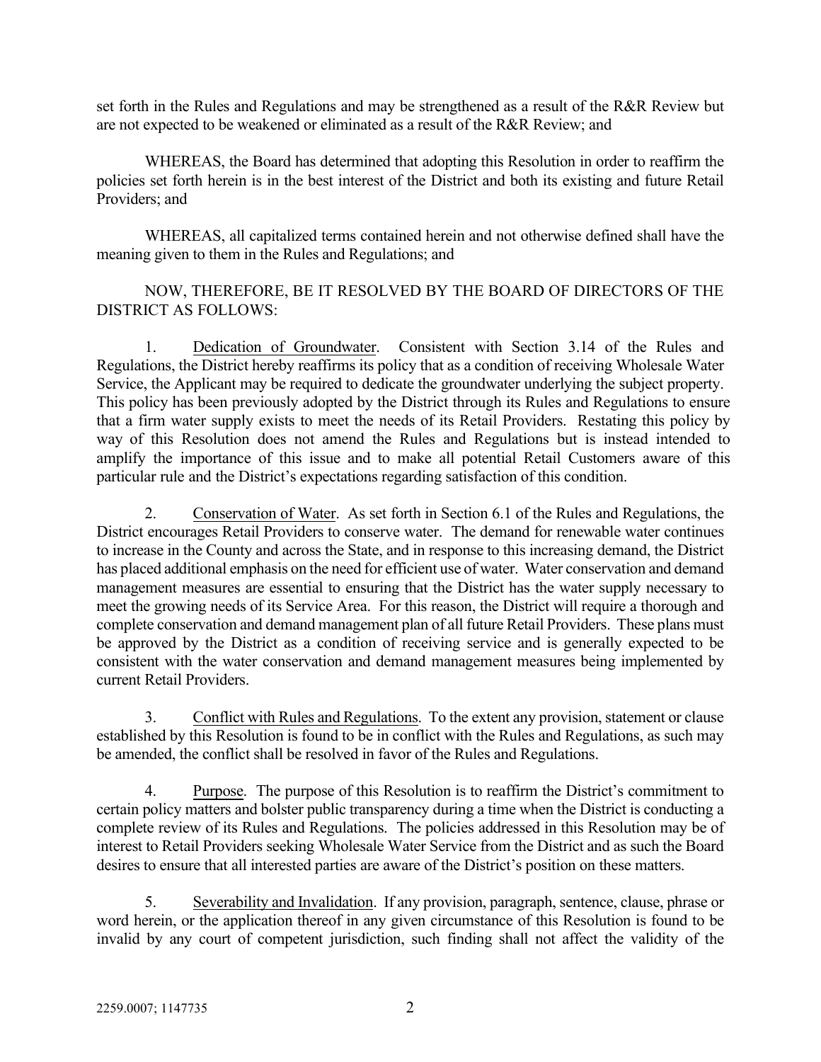set forth in the Rules and Regulations and may be strengthened as a result of the R&R Review but are not expected to be weakened or eliminated as a result of the R&R Review; and

WHEREAS, the Board has determined that adopting this Resolution in order to reaffirm the policies set forth herein is in the best interest of the District and both its existing and future Retail Providers; and

WHEREAS, all capitalized terms contained herein and not otherwise defined shall have the meaning given to them in the Rules and Regulations; and

NOW, THEREFORE, BE IT RESOLVED BY THE BOARD OF DIRECTORS OF THE DISTRICT AS FOLLOWS:

1. Dedication of Groundwater. Consistent with Section 3.14 of the Rules and Regulations, the District hereby reaffirms its policy that as a condition of receiving Wholesale Water Service, the Applicant may be required to dedicate the groundwater underlying the subject property. This policy has been previously adopted by the District through its Rules and Regulations to ensure that a firm water supply exists to meet the needs of its Retail Providers. Restating this policy by way of this Resolution does not amend the Rules and Regulations but is instead intended to amplify the importance of this issue and to make all potential Retail Customers aware of this particular rule and the District's expectations regarding satisfaction of this condition.

2. Conservation of Water. As set forth in Section 6.1 of the Rules and Regulations, the District encourages Retail Providers to conserve water. The demand for renewable water continues to increase in the County and across the State, and in response to this increasing demand, the District has placed additional emphasis on the need for efficient use of water. Water conservation and demand management measures are essential to ensuring that the District has the water supply necessary to meet the growing needs of its Service Area. For this reason, the District will require a thorough and complete conservation and demand management plan of all future Retail Providers. These plans must be approved by the District as a condition of receiving service and is generally expected to be consistent with the water conservation and demand management measures being implemented by current Retail Providers.

3. Conflict with Rules and Regulations. To the extent any provision, statement or clause established by this Resolution is found to be in conflict with the Rules and Regulations, as such may be amended, the conflict shall be resolved in favor of the Rules and Regulations.

4. Purpose. The purpose of this Resolution is to reaffirm the District's commitment to certain policy matters and bolster public transparency during a time when the District is conducting a complete review of its Rules and Regulations. The policies addressed in this Resolution may be of interest to Retail Providers seeking Wholesale Water Service from the District and as such the Board desires to ensure that all interested parties are aware of the District's position on these matters.

5. Severability and Invalidation. If any provision, paragraph, sentence, clause, phrase or word herein, or the application thereof in any given circumstance of this Resolution is found to be invalid by any court of competent jurisdiction, such finding shall not affect the validity of the

2259.0007; 1147735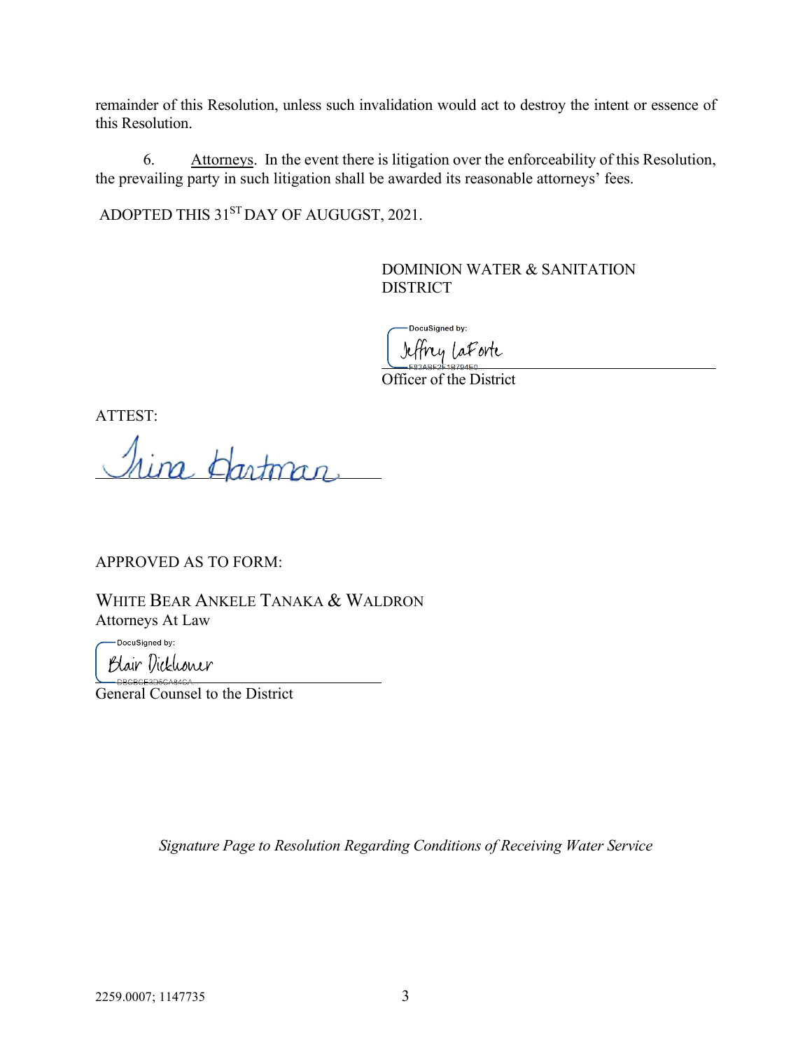remainder of this Resolution, unless such invalidation would act to destroy the intent or essence of this Resolution.

6. Attorneys. In the event there is litigation over the enforceability of this Resolution, the prevailing party in such litigation shall be awarded its reasonable attorneys' fees.

ADOPTED THIS 31ST DAY OF AUGUGST, 2021.

DOMINION WATER & SANITATION DISTRICT

DocuSigned by:
Jeffrey LaForte
F83ABE2E1B794E0...

Officer of the District

ATTEST:

Tina Hartman

APPROVED AS TO FORM:

WHITE BEAR ANKELE TANAKA & WALDRON
Attorneys At Law

DocuSigned by:
Blair Dickhoner
DBCBCE3D5CA84CA...

General Counsel to the District

*Signature Page to Resolution Regarding Conditions of Receiving Water Service*

2259.0007; 1147735